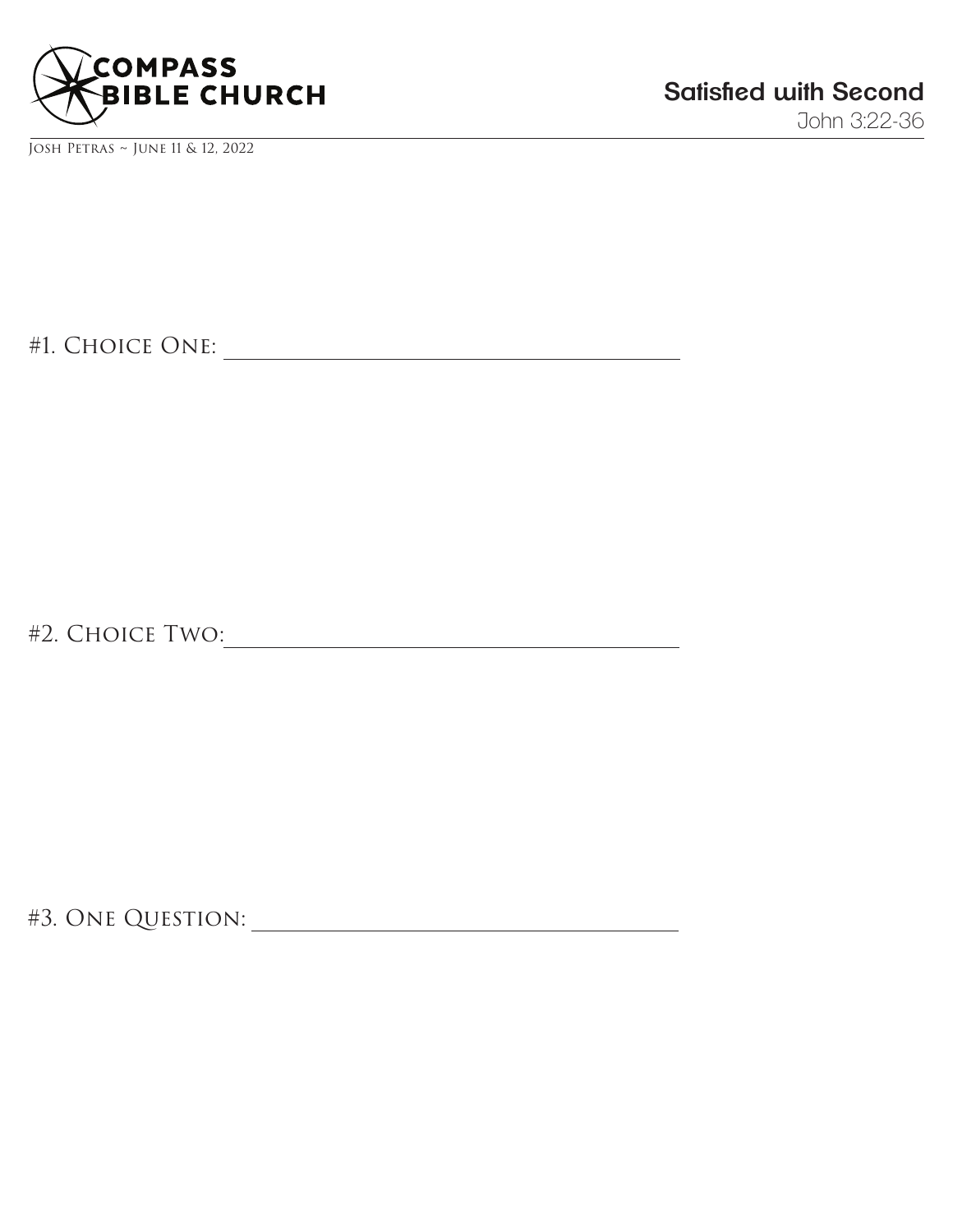COMPASS BIBLE CHURCH

# Satisfied with Second

John 3:22-36

Josh Petras ~ June 11 & 12, 2022

#1. Choice One: ______________________________

#2. Choice Two: ______________________________

#3. One Question: ______________________________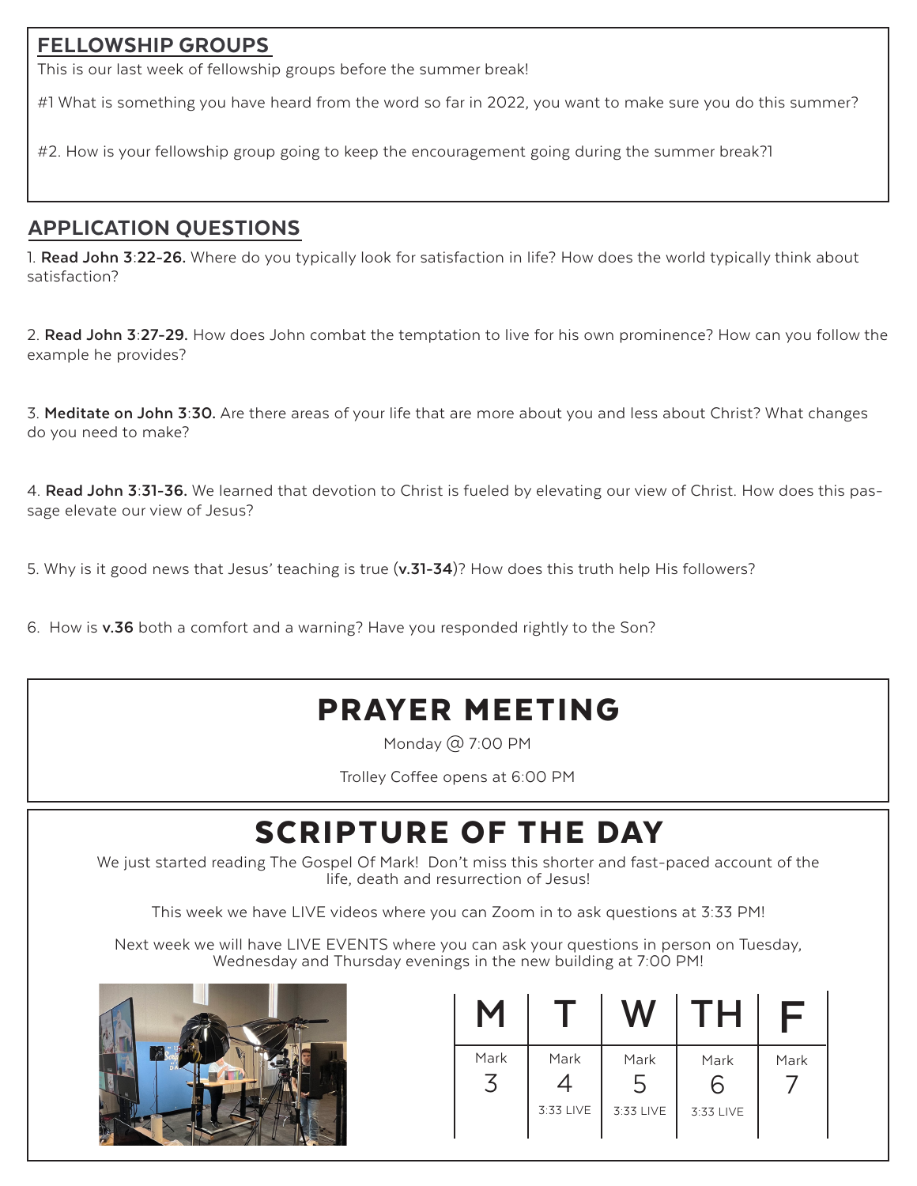## FELLOWSHIP GROUPS

This is our last week of fellowship groups before the summer break!

#1 What is something you have heard from the word so far in 2022, you want to make sure you do this summer?

#2. How is your fellowship group going to keep the encouragement going during the summer break?1

## APPLICATION QUESTIONS

1. **Read John 3:22-26.** Where do you typically look for satisfaction in life? How does the world typically think about satisfaction?

2. **Read John 3:27-29.** How does John combat the temptation to live for his own prominence? How can you follow the example he provides?

3. **Meditate on John 3:30.** Are there areas of your life that are more about you and less about Christ? What changes do you need to make?

4. **Read John 3:31-36.** We learned that devotion to Christ is fueled by elevating our view of Christ. How does this passage elevate our view of Jesus?

5. Why is it good news that Jesus' teaching is true (**v.31-34**)? How does this truth help His followers?

6. How is **v.36** both a comfort and a warning? Have you responded rightly to the Son?

# PRAYER MEETING

Monday @ 7:00 PM

Trolley Coffee opens at 6:00 PM

# SCRIPTURE OF THE DAY

We just started reading The Gospel Of Mark! Don't miss this shorter and fast-paced account of the life, death and resurrection of Jesus!

This week we have LIVE videos where you can Zoom in to ask questions at 3:33 PM!

Next week we will have LIVE EVENTS where you can ask your questions in person on Tuesday, Wednesday and Thursday evenings in the new building at 7:00 PM!

| M | T | W | TH | F |
|---|---|---|---|---|
| Mark 3 | Mark 4<br>3:33 LIVE | Mark 5<br>3:33 LIVE | Mark 6<br>3:33 LIVE | Mark 7 |